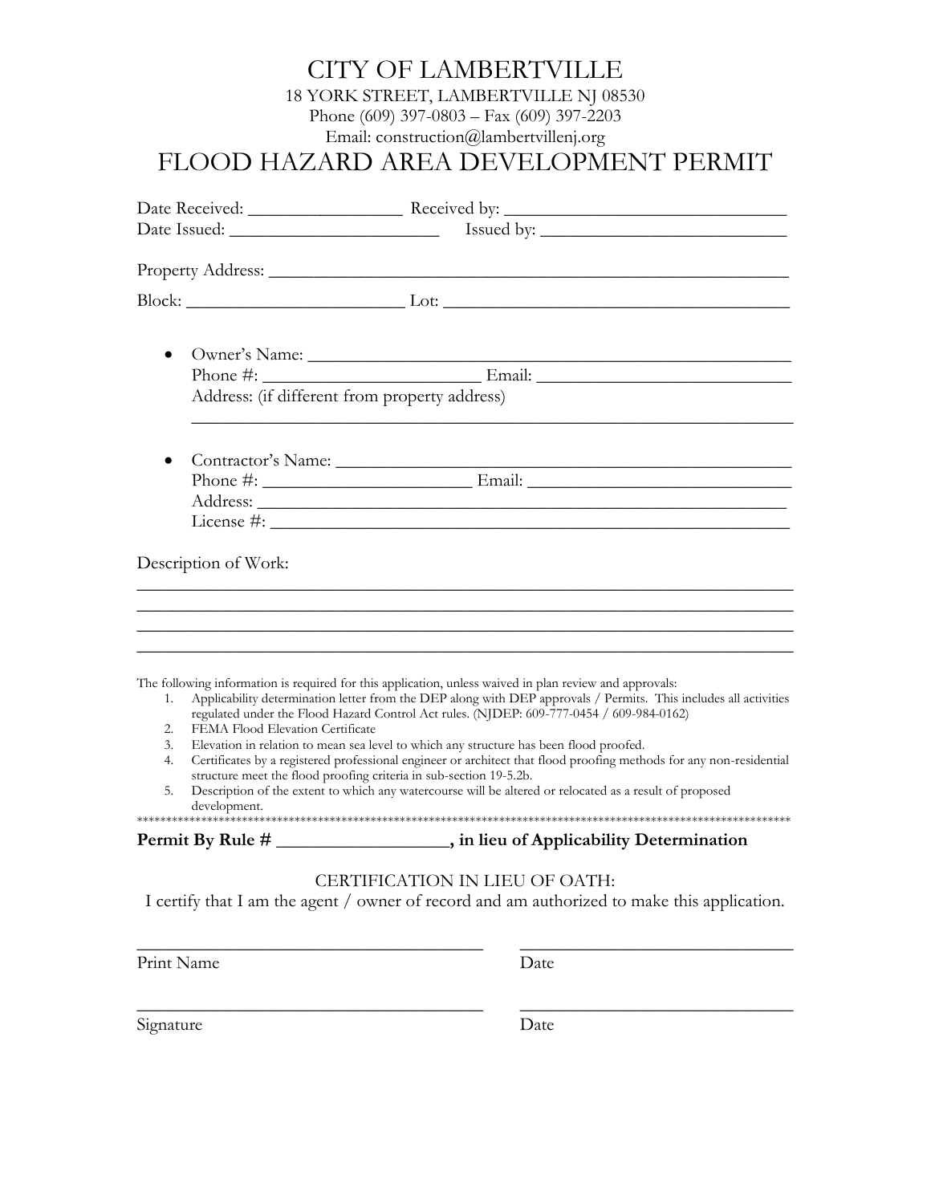# CITY OF LAMBERTVILLE

18 YORK STREET, LAMBERTVILLE NJ 08530

Phone (609) 397-0803 – Fax (609) 397-2203

Email: construction@lambertvillenj.org

# FLOOD HAZARD AREA DEVELOPMENT PERMIT

Date Received: _________________ Received by: _______________________________

Date Issued: _______________________ Issued by: ___________________________

Property Address: __________________________________________________________

Block: ________________________ Lot: ______________________________________

- Owner's Name: _______________________________________________________
  Phone #: ________________________ Email: ____________________________
  Address: (if different from property address)
  _______________________________________________________________

- Contractor's Name: ____________________________________________________
  Phone #: _______________________ Email: ______________________________
  Address: ___________________________________________________________
  License #: __________________________________________________________

Description of Work:

_________________________________________________________________________

_________________________________________________________________________

_________________________________________________________________________

_________________________________________________________________________

The following information is required for this application, unless waived in plan review and approvals:

1. Applicability determination letter from the DEP along with DEP approvals / Permits. This includes all activities regulated under the Flood Hazard Control Act rules. (NJDEP: 609-777-0454 / 609-984-0162)
2. FEMA Flood Elevation Certificate
3. Elevation in relation to mean sea level to which any structure has been flood proofed.
4. Certificates by a registered professional engineer or architect that flood proofing methods for any non-residential structure meet the flood proofing criteria in sub-section 19-5.2b.
5. Description of the extent to which any watercourse will be altered or relocated as a result of proposed development.

***************************************************************************************************************

**Permit By Rule # ___________________, in lieu of Applicability Determination**

CERTIFICATION IN LIEU OF OATH:

I certify that I am the agent / owner of record and am authorized to make this application.

_______________________________________ _______________________________

Print Name Date

_______________________________________ _______________________________

Signature Date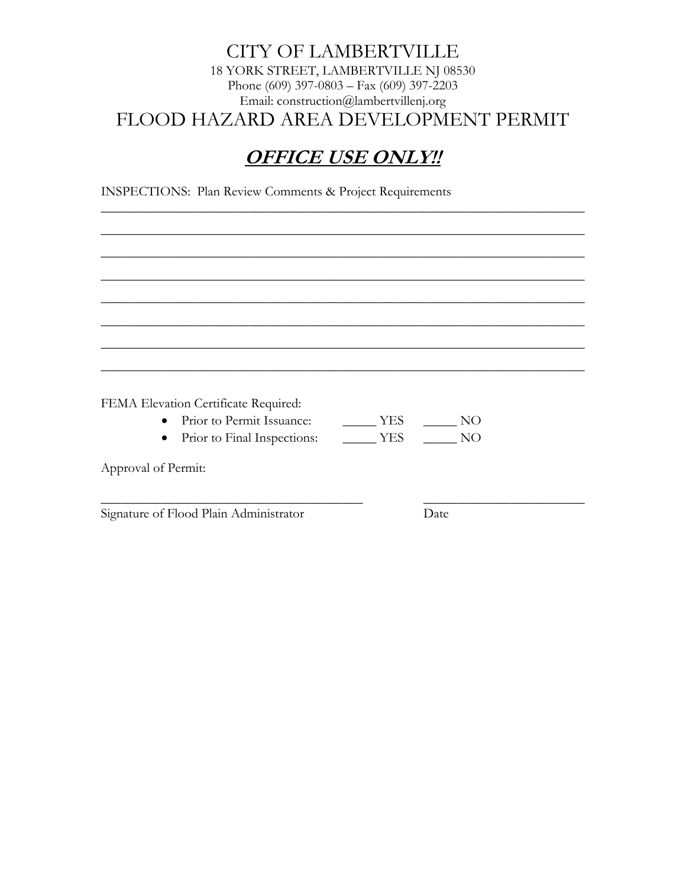# CITY OF LAMBERTVILLE

18 YORK STREET, LAMBERTVILLE NJ 08530
Phone (609) 397-0803 – Fax (609) 397-2203
Email: construction@lambertvillenj.org

# FLOOD HAZARD AREA DEVELOPMENT PERMIT

## ***OFFICE USE ONLY!!***

INSPECTIONS: Plan Review Comments & Project Requirements
_______________________________________________________________________________
_______________________________________________________________________________
_______________________________________________________________________________
_______________________________________________________________________________
_______________________________________________________________________________
_______________________________________________________________________________
_______________________________________________________________________________
_______________________________________________________________________________

FEMA Elevation Certificate Required:

- Prior to Permit Issuance: _____ YES _____ NO
- Prior to Final Inspections: _____ YES _____ NO

Approval of Permit:

_______________________________________ _______________________
Signature of Flood Plain Administrator Date